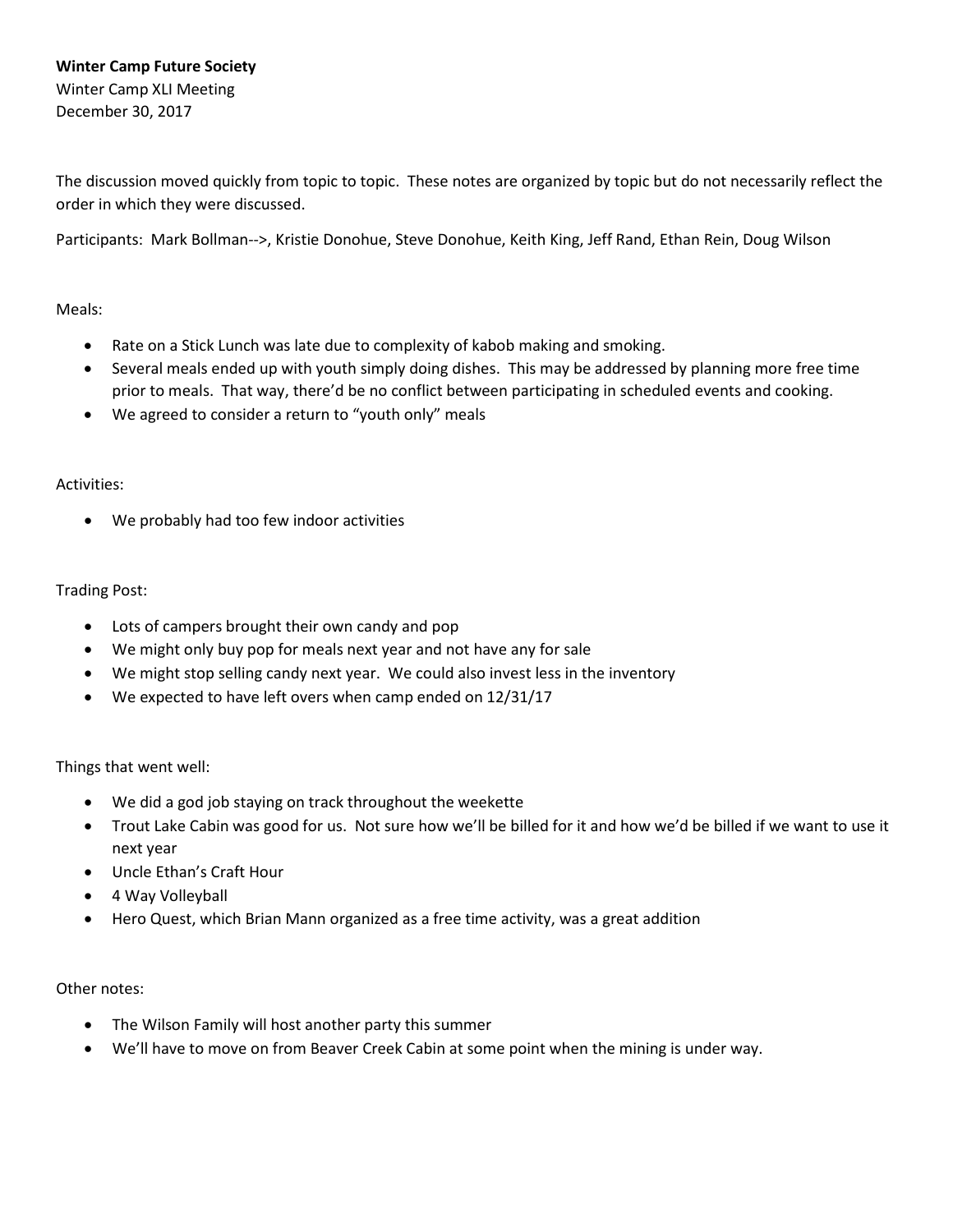**Winter Camp Future Society**
Winter Camp XLI Meeting
December 30, 2017

The discussion moved quickly from topic to topic. These notes are organized by topic but do not necessarily reflect the order in which they were discussed.

Participants: Mark Bollman-->, Kristie Donohue, Steve Donohue, Keith King, Jeff Rand, Ethan Rein, Doug Wilson

Meals:

- Rate on a Stick Lunch was late due to complexity of kabob making and smoking.
- Several meals ended up with youth simply doing dishes. This may be addressed by planning more free time prior to meals. That way, there'd be no conflict between participating in scheduled events and cooking.
- We agreed to consider a return to "youth only" meals

Activities:

- We probably had too few indoor activities

Trading Post:

- Lots of campers brought their own candy and pop
- We might only buy pop for meals next year and not have any for sale
- We might stop selling candy next year. We could also invest less in the inventory
- We expected to have left overs when camp ended on 12/31/17

Things that went well:

- We did a god job staying on track throughout the weekette
- Trout Lake Cabin was good for us. Not sure how we'll be billed for it and how we'd be billed if we want to use it next year
- Uncle Ethan's Craft Hour
- 4 Way Volleyball
- Hero Quest, which Brian Mann organized as a free time activity, was a great addition

Other notes:

- The Wilson Family will host another party this summer
- We'll have to move on from Beaver Creek Cabin at some point when the mining is under way.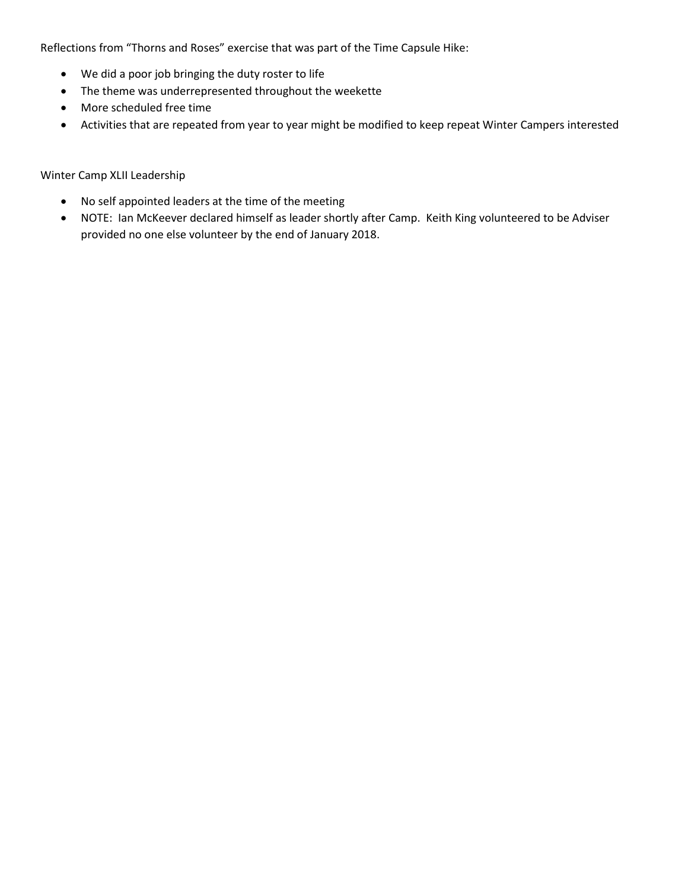Reflections from "Thorns and Roses" exercise that was part of the Time Capsule Hike:

- We did a poor job bringing the duty roster to life
- The theme was underrepresented throughout the weekette
- More scheduled free time
- Activities that are repeated from year to year might be modified to keep repeat Winter Campers interested

Winter Camp XLII Leadership

- No self appointed leaders at the time of the meeting
- NOTE: Ian McKeever declared himself as leader shortly after Camp. Keith King volunteered to be Adviser provided no one else volunteer by the end of January 2018.